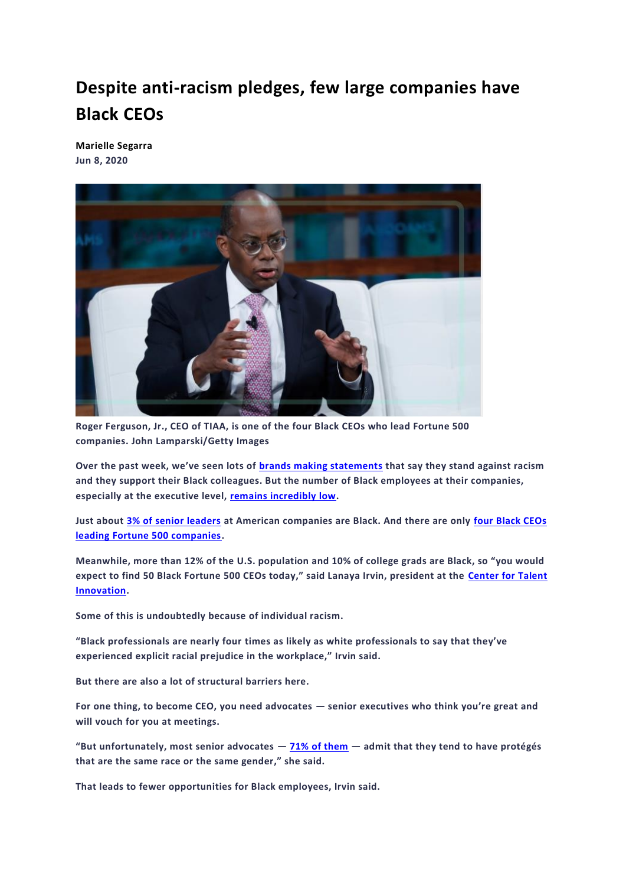# Despite anti-racism pledges, few large companies have Black CEOs

**Marielle Segarra**
**Jun 8, 2020**

Roger Ferguson, Jr., CEO of TIAA, is one of the four Black CEOs who lead Fortune 500 companies. John Lamparski/Getty Images

Over the past week, we've seen lots of [brands making statements] that say they stand against racism and they support their Black colleagues. But the number of Black employees at their companies, especially at the executive level, [remains incredibly low].

Just about [3% of senior leaders] at American companies are Black. And there are only [four Black CEOs leading Fortune 500 companies].

Meanwhile, more than 12% of the U.S. population and 10% of college grads are Black, so "you would expect to find 50 Black Fortune 500 CEOs today," said Lanaya Irvin, president at the [Center for Talent Innovation].

Some of this is undoubtedly because of individual racism.

"Black professionals are nearly four times as likely as white professionals to say that they've experienced explicit racial prejudice in the workplace," Irvin said.

But there are also a lot of structural barriers here.

For one thing, to become CEO, you need advocates — senior executives who think you're great and will vouch for you at meetings.

"But unfortunately, most senior advocates — [71% of them] — admit that they tend to have protégés that are the same race or the same gender," she said.

That leads to fewer opportunities for Black employees, Irvin said.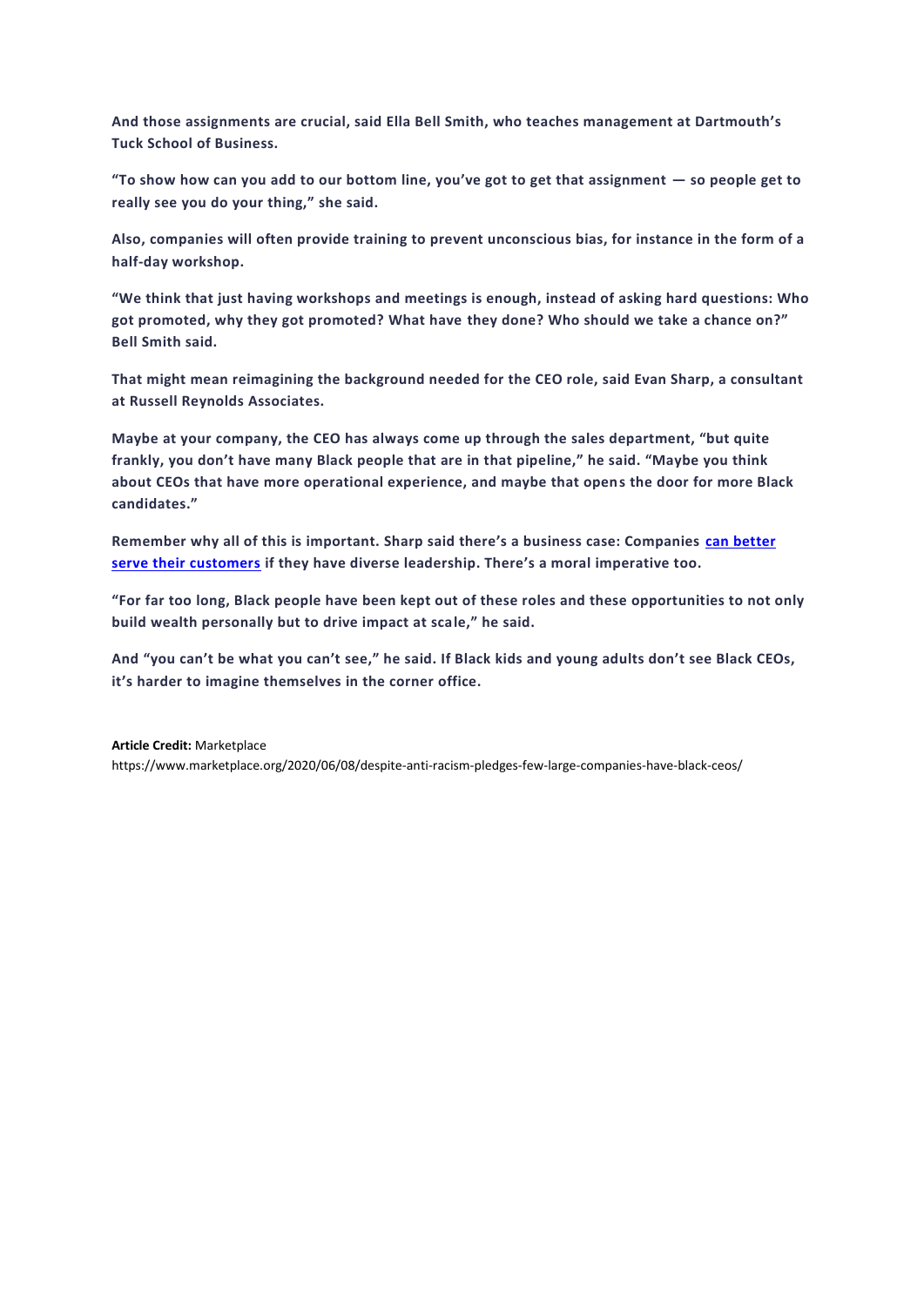**And those assignments are crucial, said Ella Bell Smith, who teaches management at Dartmouth's Tuck School of Business.**

**"To show how can you add to our bottom line, you've got to get that assignment — so people get to really see you do your thing," she said.**

**Also, companies will often provide training to prevent unconscious bias, for instance in the form of a half-day workshop.**

**"We think that just having workshops and meetings is enough, instead of asking hard questions: Who got promoted, why they got promoted? What have they done? Who should we take a chance on?" Bell Smith said.**

**That might mean reimagining the background needed for the CEO role, said Evan Sharp, a consultant at Russell Reynolds Associates.**

**Maybe at your company, the CEO has always come up through the sales department, "but quite frankly, you don't have many Black people that are in that pipeline," he said. "Maybe you think about CEOs that have more operational experience, and maybe that opens the door for more Black candidates."**

**Remember why all of this is important. Sharp said there's a business case: Companies [can better serve their customers] if they have diverse leadership. There's a moral imperative too.**

**"For far too long, Black people have been kept out of these roles and these opportunities to not only build wealth personally but to drive impact at scale," he said.**

**And "you can't be what you can't see," he said. If Black kids and young adults don't see Black CEOs, it's harder to imagine themselves in the corner office.**

**Article Credit:** Marketplace
https://www.marketplace.org/2020/06/08/despite-anti-racism-pledges-few-large-companies-have-black-ceos/